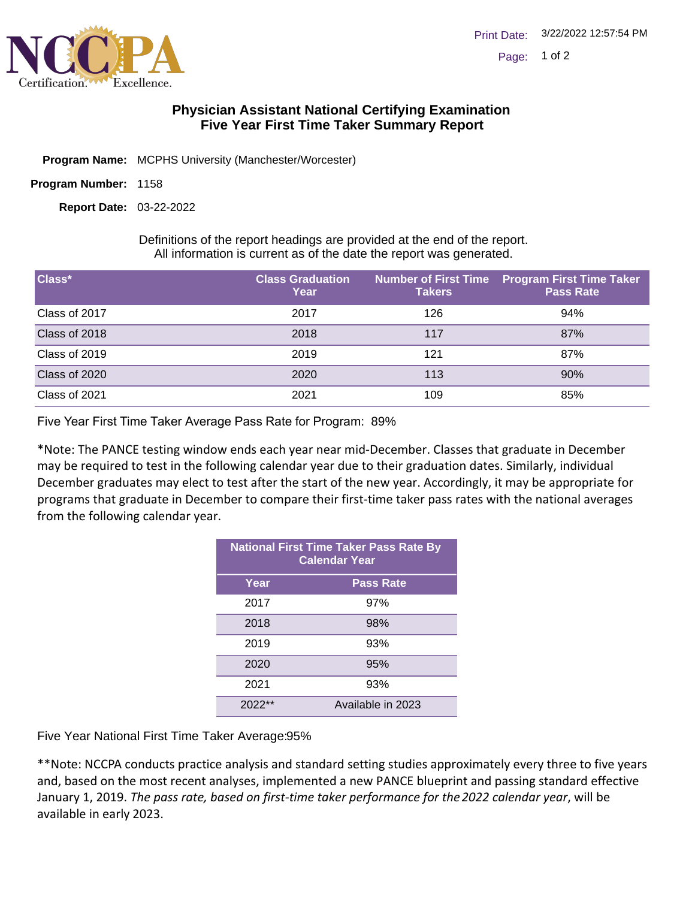# Physician Assistant National Certifying Examination
## Five Year First Time Taker Summary Report

**Program Name:** MCPHS University (Manchester/Worcester)

**Program Number:** 1158

**Report Date:** 03-22-2022

Definitions of the report headings are provided at the end of the report.
All information is current as of the date the report was generated.

| Class* | Class Graduation Year | Number of First Time Takers | Program First Time Taker Pass Rate |
|---|---|---|---|
| Class of 2017 | 2017 | 126 | 94% |
| Class of 2018 | 2018 | 117 | 87% |
| Class of 2019 | 2019 | 121 | 87% |
| Class of 2020 | 2020 | 113 | 90% |
| Class of 2021 | 2021 | 109 | 85% |

Five Year First Time Taker Average Pass Rate for Program: 89%

*Note: The PANCE testing window ends each year near mid-December. Classes that graduate in December may be required to test in the following calendar year due to their graduation dates. Similarly, individual December graduates may elect to test after the start of the new year. Accordingly, it may be appropriate for programs that graduate in December to compare their first-time taker pass rates with the national averages from the following calendar year.

| National First Time Taker Pass Rate By Calendar Year | |
|---|---|
| **Year** | **Pass Rate** |
| 2017 | 97% |
| 2018 | 98% |
| 2019 | 93% |
| 2020 | 95% |
| 2021 | 93% |
| 2022** | Available in 2023 |

Five Year National First Time Taker Average:95%

**Note: NCCPA conducts practice analysis and standard setting studies approximately every three to five years and, based on the most recent analyses, implemented a new PANCE blueprint and passing standard effective January 1, 2019. *The pass rate, based on first-time taker performance for the 2022 calendar year*, will be available in early 2023.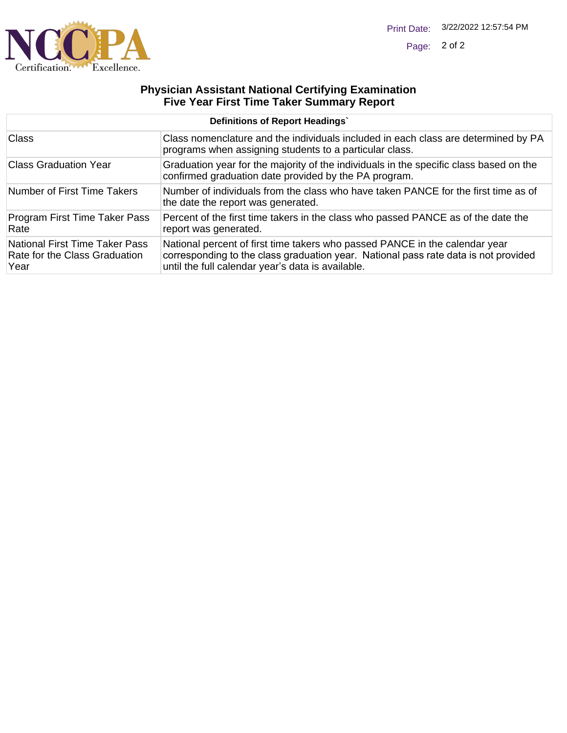**Physician Assistant National Certifying Examination**
**Five Year First Time Taker Summary Report**

| Definitions of Report Headings` | |
|---|---|
| Class | Class nomenclature and the individuals included in each class are determined by PA programs when assigning students to a particular class. |
| Class Graduation Year | Graduation year for the majority of the individuals in the specific class based on the confirmed graduation date provided by the PA program. |
| Number of First Time Takers | Number of individuals from the class who have taken PANCE for the first time as of the date the report was generated. |
| Program First Time Taker Pass Rate | Percent of the first time takers in the class who passed PANCE as of the date the report was generated. |
| National First Time Taker Pass Rate for the Class Graduation Year | National percent of first time takers who passed PANCE in the calendar year corresponding to the class graduation year. National pass rate data is not provided until the full calendar year's data is available. |